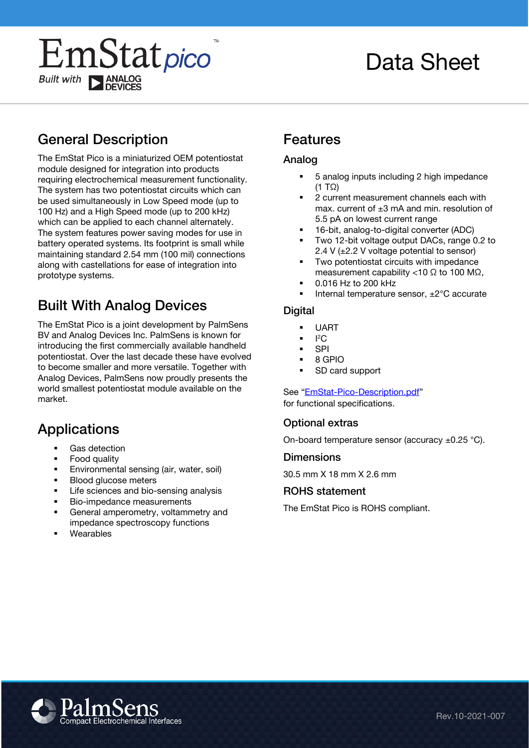# EmStat pico

Built with ANALOG DEVICES

# Data Sheet

## General Description

The EmStat Pico is a miniaturized OEM potentiostat module designed for integration into products requiring electrochemical measurement functionality. The system has two potentiostat circuits which can be used simultaneously in Low Speed mode (up to 100 Hz) and a High Speed mode (up to 200 kHz) which can be applied to each channel alternately. The system features power saving modes for use in battery operated systems. Its footprint is small while maintaining standard 2.54 mm (100 mil) connections along with castellations for ease of integration into prototype systems.

## Built With Analog Devices

The EmStat Pico is a joint development by PalmSens BV and Analog Devices Inc. PalmSens is known for introducing the first commercially available handheld potentiostat. Over the last decade these have evolved to become smaller and more versatile. Together with Analog Devices, PalmSens now proudly presents the world smallest potentiostat module available on the market.

## Applications

- Gas detection
- Food quality
- Environmental sensing (air, water, soil)
- Blood glucose meters
- Life sciences and bio-sensing analysis
- Bio-impedance measurements
- General amperometry, voltammetry and impedance spectroscopy functions
- Wearables

## Features

### Analog

- 5 analog inputs including 2 high impedance (1 TΩ)
- 2 current measurement channels each with max. current of ±3 mA and min. resolution of 5.5 pA on lowest current range
- 16-bit, analog-to-digital converter (ADC)
- Two 12-bit voltage output DACs, range 0.2 to 2.4 V (±2.2 V voltage potential to sensor)
- Two potentiostat circuits with impedance measurement capability <10 Ω to 100 MΩ,
- 0.016 Hz to 200 kHz
- Internal temperature sensor, ±2°C accurate

### Digital

- UART
- I²C
- SPI
- 8 GPIO
- SD card support

See "EmStat-Pico-Description.pdf" for functional specifications.

### Optional extras

On-board temperature sensor (accuracy ±0.25 °C).

### Dimensions

30.5 mm X 18 mm X 2.6 mm

### ROHS statement

The EmStat Pico is ROHS compliant.

PalmSens Compact Electrochemical Interfaces

Rev.10-2021-007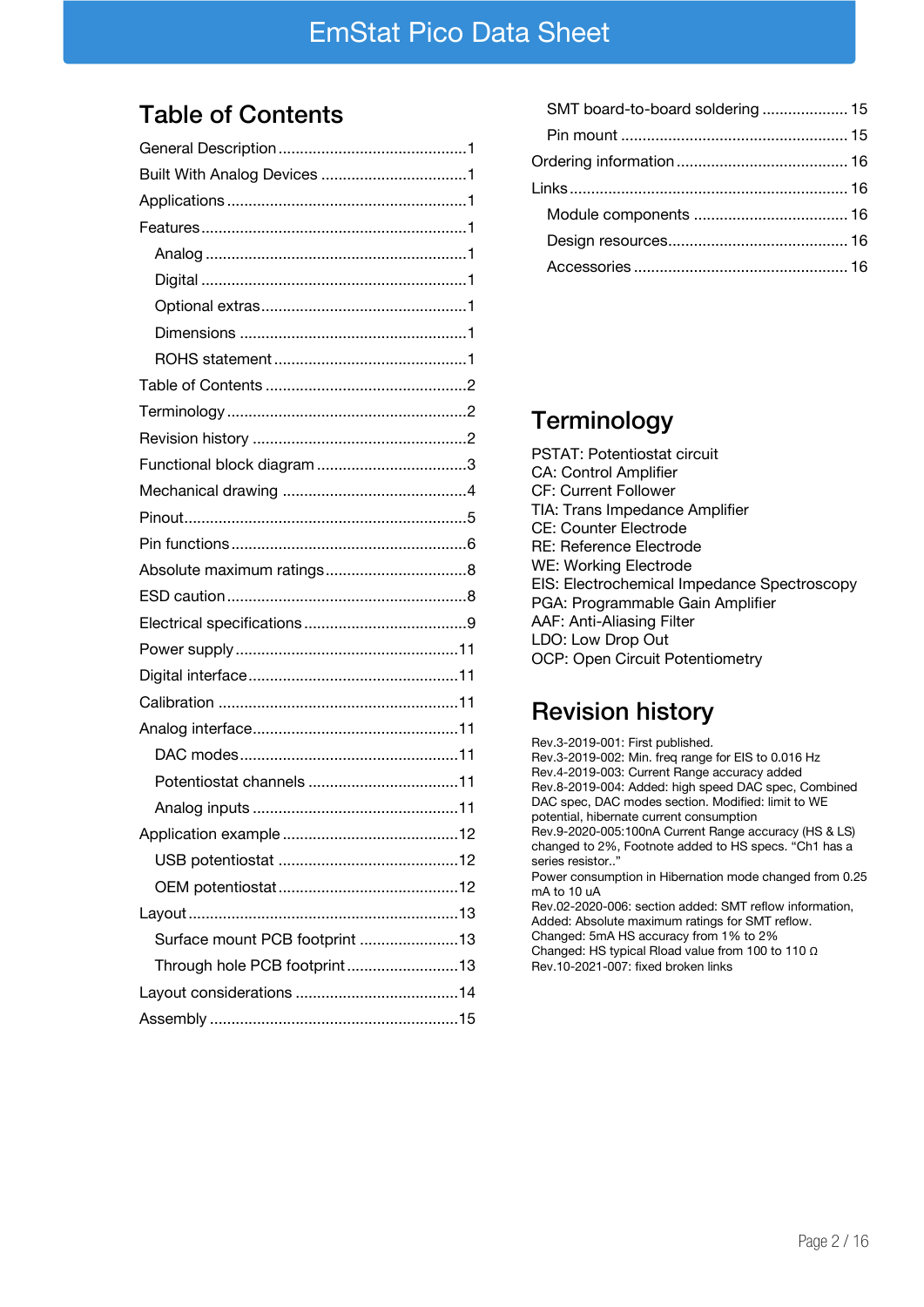# Table of Contents

- General Description ........................................ 1
- Built With Analog Devices ................................ 1
- Applications ................................................... 1
- Features ........................................................ 1
  - Analog ........................................................ 1
  - Digital ........................................................ 1
  - Optional extras .............................................. 1
  - Dimensions ................................................... 1
  - ROHS statement ............................................. 1
- Table of Contents ............................................ 2
- Terminology ................................................... 2
- Revision history ............................................... 2
- Functional block diagram .................................. 3
- Mechanical drawing ......................................... 4
- Pinout ............................................................ 5
- Pin functions .................................................. 6
- Absolute maximum ratings ................................ 8
- ESD caution ................................................... 8
- Electrical specifications ..................................... 9
- Power supply ................................................. 11
- Digital interface ............................................. 11
- Calibration .................................................... 11
- Analog interface ............................................. 11
  - DAC modes .................................................. 11
  - Potentiostat channels ..................................... 11
  - Analog inputs ................................................ 11
- Application example ....................................... 12
  - USB potentiostat ........................................... 12
  - OEM potentiostat ........................................... 12
- Layout .......................................................... 13
  - Surface mount PCB footprint ............................ 13
  - Through hole PCB footprint .............................. 13
- Layout considerations ..................................... 14
- Assembly ...................................................... 15
  - SMT board-to-board soldering .......................... 15
  - Pin mount .................................................... 15
- Ordering information ....................................... 16
- Links ............................................................ 16
  - Module components ....................................... 16
  - Design resources ........................................... 16
  - Accessories .................................................. 16

# Terminology

PSTAT: Potentiostat circuit
CA: Control Amplifier
CF: Current Follower
TIA: Trans Impedance Amplifier
CE: Counter Electrode
RE: Reference Electrode
WE: Working Electrode
EIS: Electrochemical Impedance Spectroscopy
PGA: Programmable Gain Amplifier
AAF: Anti-Aliasing Filter
LDO: Low Drop Out
OCP: Open Circuit Potentiometry

# Revision history

Rev.3-2019-001: First published.
Rev.3-2019-002: Min. freq range for EIS to 0.016 Hz
Rev.4-2019-003: Current Range accuracy added
Rev.8-2019-004: Added: high speed DAC spec, Combined DAC spec, DAC modes section. Modified: limit to WE potential, hibernate current consumption
Rev.9-2020-005:100nA Current Range accuracy (HS & LS) changed to 2%, Footnote added to HS specs. “Ch1 has a series resistor..”
Power consumption in Hibernation mode changed from 0.25 mA to 10 uA
Rev.02-2020-006: section added: SMT reflow information, Added: Absolute maximum ratings for SMT reflow.
Changed: 5mA HS accuracy from 1% to 2%
Changed: HS typical Rload value from 100 to 110 Ω
Rev.10-2021-007: fixed broken links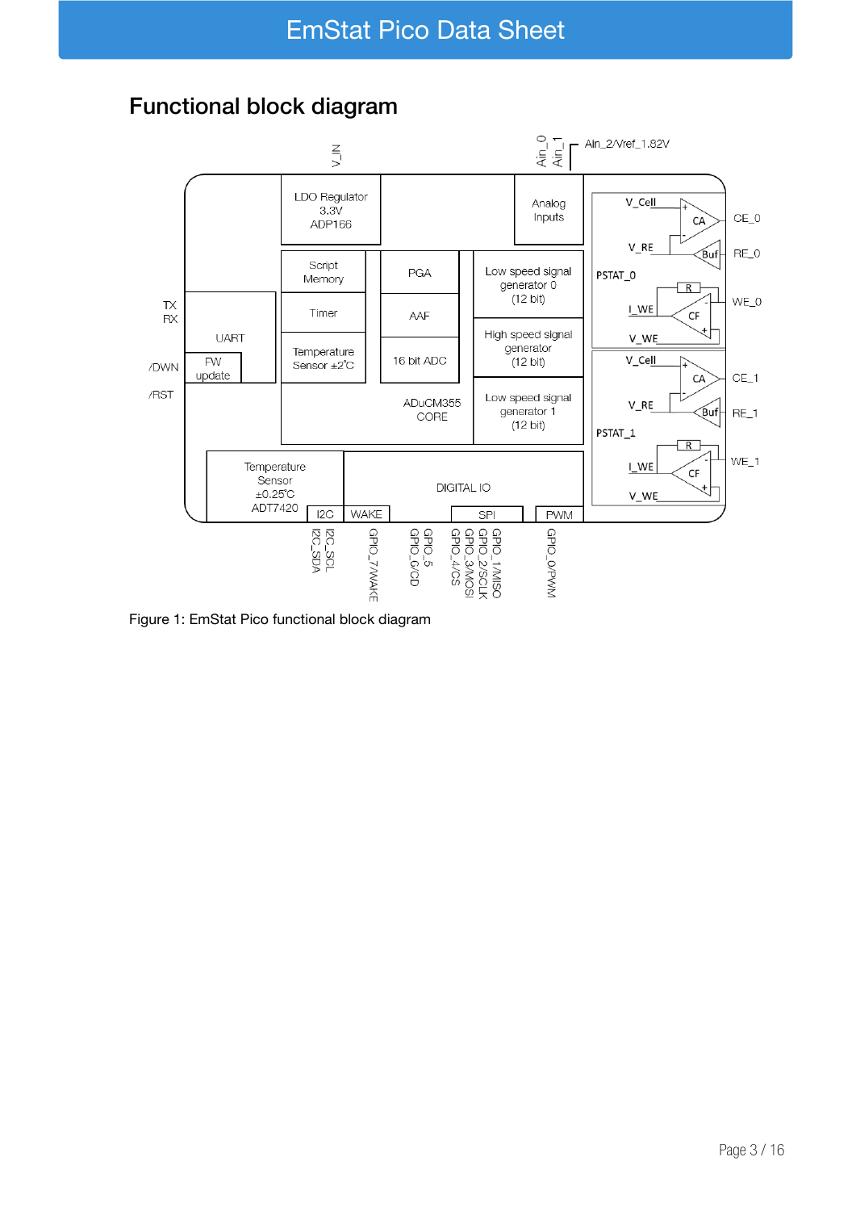## Functional block diagram

V_IN

Ain_0
Ain_1
Ain_2/Vref_1.82V

LDO Regulator
3.3V
ADP166

Analog
Inputs

Script
Memory

PGA

Low speed signal
generator 0
(12 bit)

Timer

AAF

High speed signal
generator
(12 bit)

TX
RX

UART

Temperature
Sensor ±2˚C

16 bit ADC

/DWN

FW
update

/RST

ADuCM355
CORE

Low speed signal
generator 1
(12 bit)

Temperature
Sensor
±0.25˚C
ADT7420

DIGITAL IO

I2C
WAKE
SPI
PWM

I2C_SCL
I2C_SDA
GPIO_7/WAKE
GPIO_5
GPIO_6/CD
GPIO_1/MISO
GPIO_2/SCLK
GPIO_3/MOSI
GPIO_4/CS
GPIO_0/PWM

V_Cell
CA
CE_0
V_RE
Buf
RE_0
PSTAT_0
R
I_WE
CF
WE_0
V_WE

V_Cell
CA
CE_1
V_RE
Buf
RE_1
PSTAT_1
R
I_WE
CF
WE_1
V_WE

Figure 1: EmStat Pico functional block diagram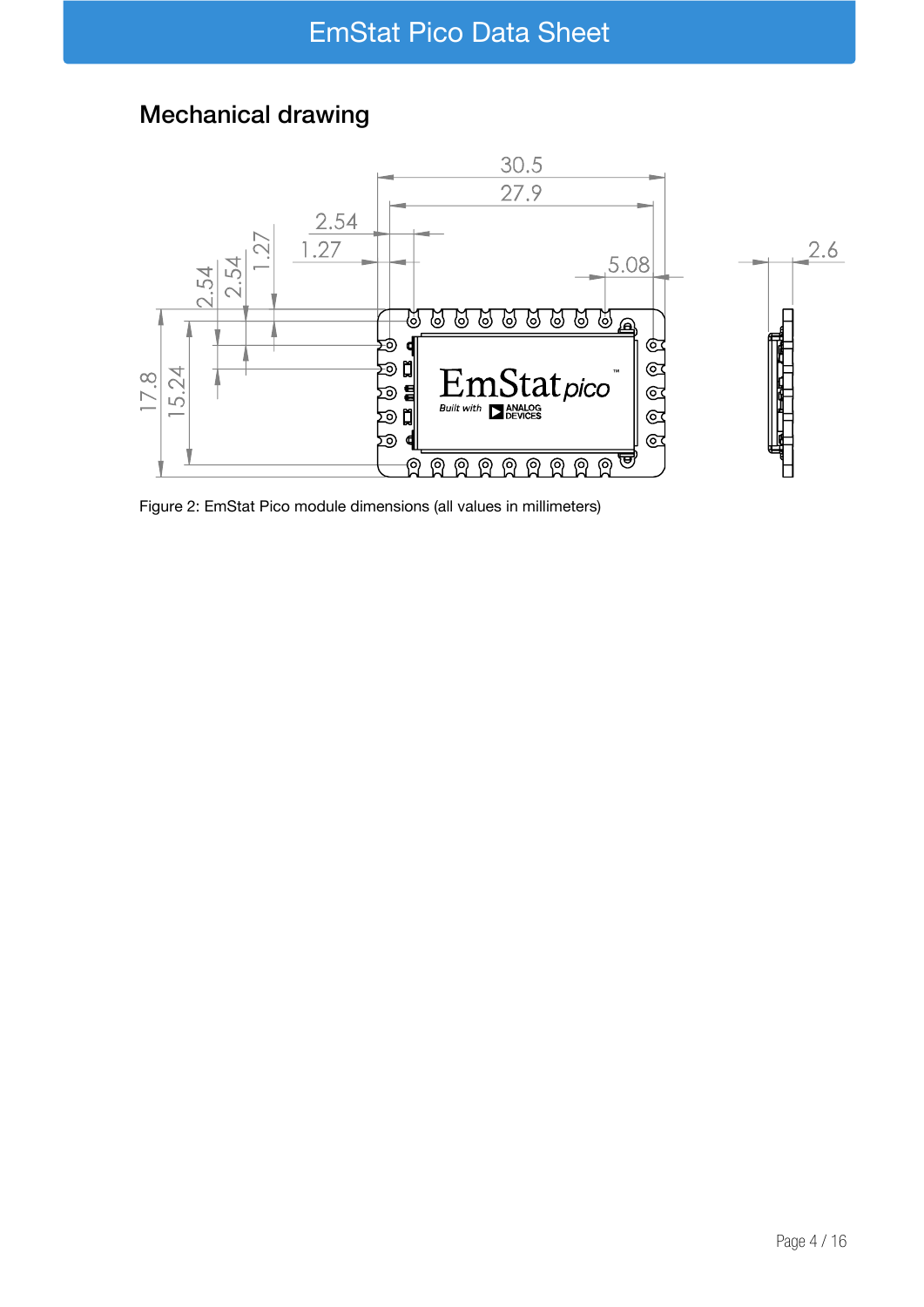## Mechanical drawing

30.5
27.9
2.54
1.27
5.08
2.6
2.54
2.54
1.27
17.8
15.24

EmStat pico
Built with ANALOG DEVICES

Figure 2: EmStat Pico module dimensions (all values in millimeters)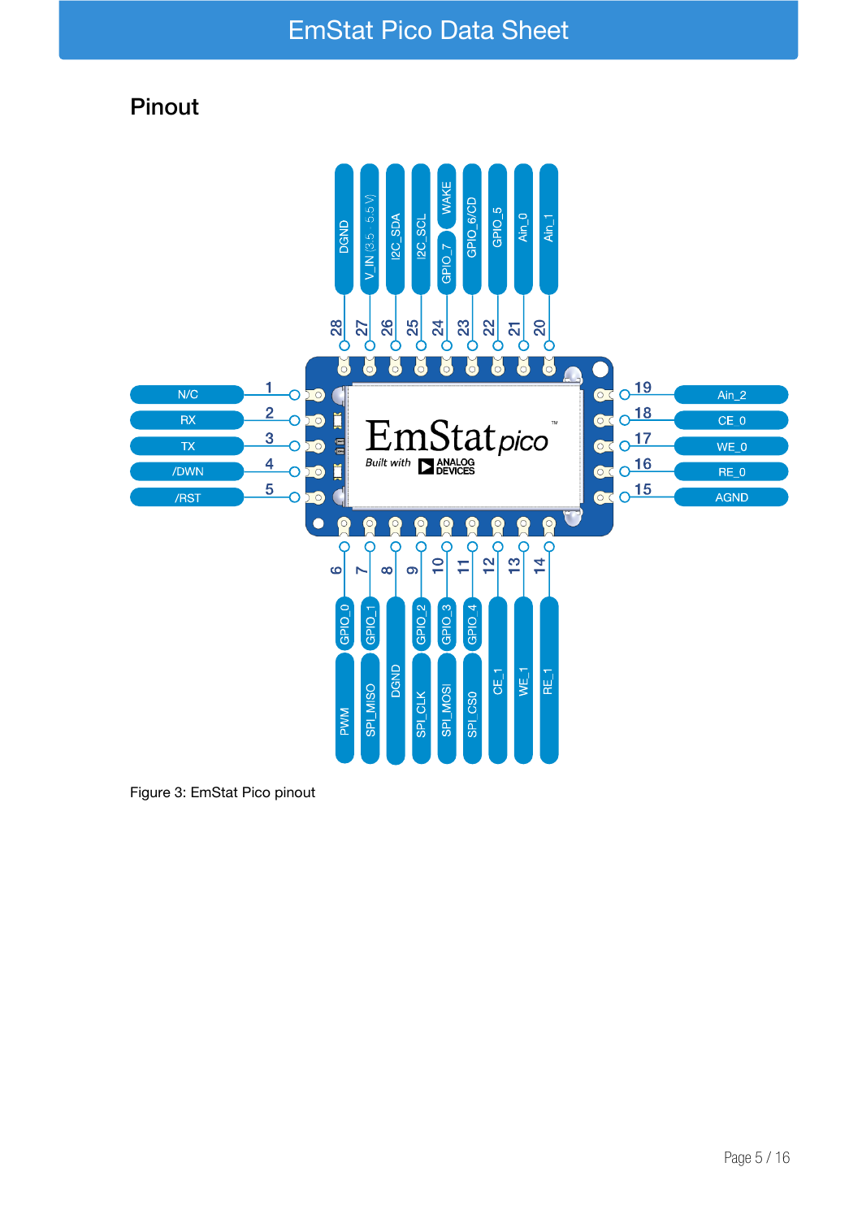## Pinout

28 DGND
27 V_IN (3.5 - 5.5 V)
26 I2C_SDA
25 I2C_SCL
24 WAKE / GPIO_7
23 GPIO_6/CD
22 GPIO_5
21 Ain_0
20 Ain_1

1 N/C
2 RX
3 TX
4 /DWN
5 /RST

19 Ain_2
18 CE_0
17 WE_0
16 RE_0
15 AGND

6 GPIO_0 / PWM
7 GPIO_1 / SPI_MISO
8 DGND
9 GPIO_2 / SPI_CLK
10 GPIO_3 / SPI_MOSI
11 GPIO_4 / SPI_CS0
12 CE_1
13 WE_1
14 RE_1

EmStat pico™
Built with ANALOG DEVICES

Figure 3: EmStat Pico pinout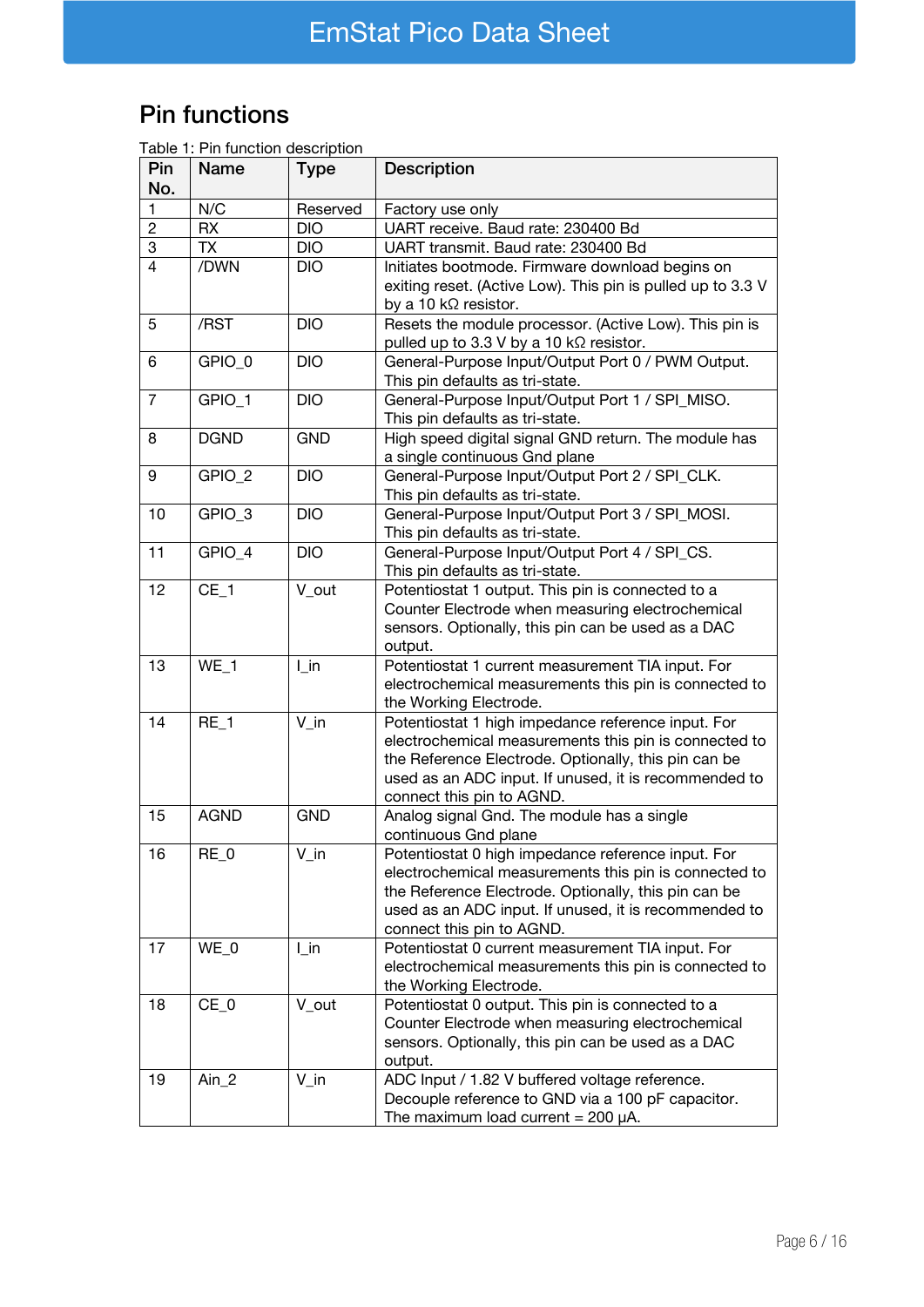## Pin functions

Table 1: Pin function description

| Pin No. | Name | Type | Description |
|---|---|---|---|
| 1 | N/C | Reserved | Factory use only |
| 2 | RX | DIO | UART receive. Baud rate: 230400 Bd |
| 3 | TX | DIO | UART transmit. Baud rate: 230400 Bd |
| 4 | /DWN | DIO | Initiates bootmode. Firmware download begins on exiting reset. (Active Low). This pin is pulled up to 3.3 V by a 10 kΩ resistor. |
| 5 | /RST | DIO | Resets the module processor. (Active Low). This pin is pulled up to 3.3 V by a 10 kΩ resistor. |
| 6 | GPIO_0 | DIO | General-Purpose Input/Output Port 0 / PWM Output. This pin defaults as tri-state. |
| 7 | GPIO_1 | DIO | General-Purpose Input/Output Port 1 / SPI_MISO. This pin defaults as tri-state. |
| 8 | DGND | GND | High speed digital signal GND return. The module has a single continuous Gnd plane |
| 9 | GPIO_2 | DIO | General-Purpose Input/Output Port 2 / SPI_CLK. This pin defaults as tri-state. |
| 10 | GPIO_3 | DIO | General-Purpose Input/Output Port 3 / SPI_MOSI. This pin defaults as tri-state. |
| 11 | GPIO_4 | DIO | General-Purpose Input/Output Port 4 / SPI_CS. This pin defaults as tri-state. |
| 12 | CE_1 | V_out | Potentiostat 1 output. This pin is connected to a Counter Electrode when measuring electrochemical sensors. Optionally, this pin can be used as a DAC output. |
| 13 | WE_1 | I_in | Potentiostat 1 current measurement TIA input. For electrochemical measurements this pin is connected to the Working Electrode. |
| 14 | RE_1 | V_in | Potentiostat 1 high impedance reference input. For electrochemical measurements this pin is connected to the Reference Electrode. Optionally, this pin can be used as an ADC input. If unused, it is recommended to connect this pin to AGND. |
| 15 | AGND | GND | Analog signal Gnd. The module has a single continuous Gnd plane |
| 16 | RE_0 | V_in | Potentiostat 0 high impedance reference input. For electrochemical measurements this pin is connected to the Reference Electrode. Optionally, this pin can be used as an ADC input. If unused, it is recommended to connect this pin to AGND. |
| 17 | WE_0 | I_in | Potentiostat 0 current measurement TIA input. For electrochemical measurements this pin is connected to the Working Electrode. |
| 18 | CE_0 | V_out | Potentiostat 0 output. This pin is connected to a Counter Electrode when measuring electrochemical sensors. Optionally, this pin can be used as a DAC output. |
| 19 | Ain_2 | V_in | ADC Input / 1.82 V buffered voltage reference. Decouple reference to GND via a 100 pF capacitor. The maximum load current = 200 µA. |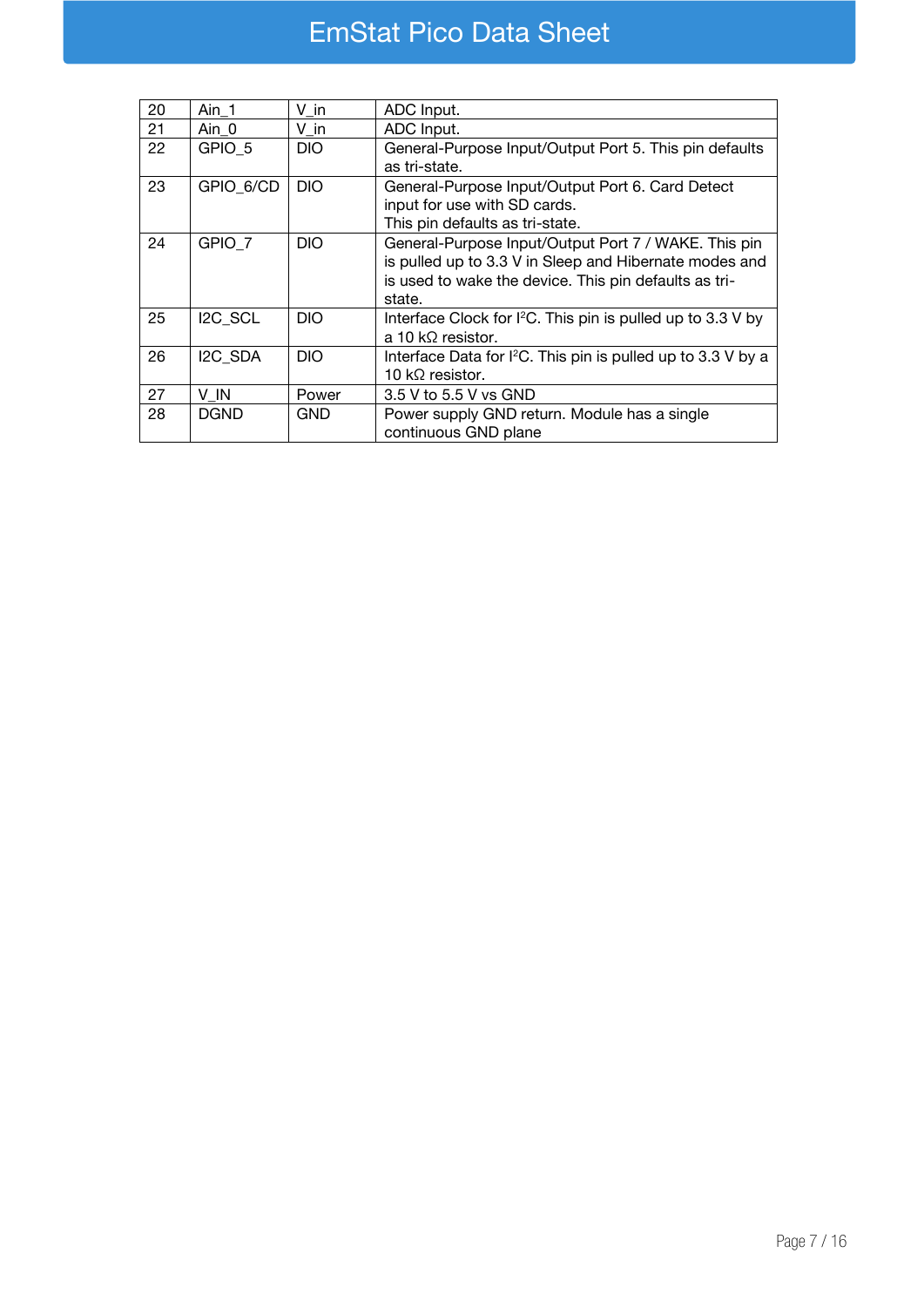| | | | |
|---|---|---|---|
| 20 | Ain_1 | V_in | ADC Input. |
| 21 | Ain_0 | V_in | ADC Input. |
| 22 | GPIO_5 | DIO | General-Purpose Input/Output Port 5. This pin defaults as tri-state. |
| 23 | GPIO_6/CD | DIO | General-Purpose Input/Output Port 6. Card Detect input for use with SD cards. This pin defaults as tri-state. |
| 24 | GPIO_7 | DIO | General-Purpose Input/Output Port 7 / WAKE. This pin is pulled up to 3.3 V in Sleep and Hibernate modes and is used to wake the device. This pin defaults as tri-state. |
| 25 | I2C_SCL | DIO | Interface Clock for I²C. This pin is pulled up to 3.3 V by a 10 kΩ resistor. |
| 26 | I2C_SDA | DIO | Interface Data for I²C. This pin is pulled up to 3.3 V by a 10 kΩ resistor. |
| 27 | V_IN | Power | 3.5 V to 5.5 V vs GND |
| 28 | DGND | GND | Power supply GND return. Module has a single continuous GND plane |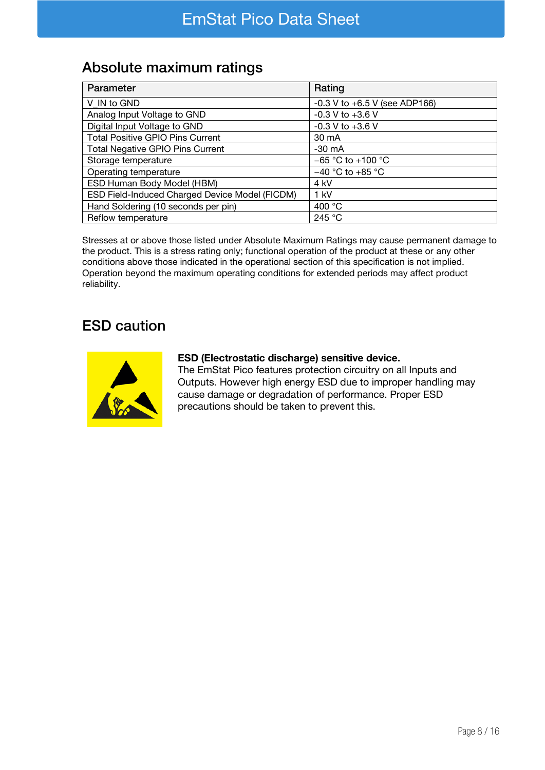## Absolute maximum ratings

| Parameter | Rating |
| --- | --- |
| V_IN to GND | -0.3 V to +6.5 V (see ADP166) |
| Analog Input Voltage to GND | -0.3 V to +3.6 V |
| Digital Input Voltage to GND | -0.3 V to +3.6 V |
| Total Positive GPIO Pins Current | 30 mA |
| Total Negative GPIO Pins Current | -30 mA |
| Storage temperature | –65 °C to +100 °C |
| Operating temperature | –40 °C to +85 °C |
| ESD Human Body Model (HBM) | 4 kV |
| ESD Field-Induced Charged Device Model (FICDM) | 1 kV |
| Hand Soldering (10 seconds per pin) | 400 °C |
| Reflow temperature | 245 °C |

Stresses at or above those listed under Absolute Maximum Ratings may cause permanent damage to the product. This is a stress rating only; functional operation of the product at these or any other conditions above those indicated in the operational section of this specification is not implied. Operation beyond the maximum operating conditions for extended periods may affect product reliability.

## ESD caution

**ESD (Electrostatic discharge) sensitive device.**
The EmStat Pico features protection circuitry on all Inputs and Outputs. However high energy ESD due to improper handling may cause damage or degradation of performance. Proper ESD precautions should be taken to prevent this.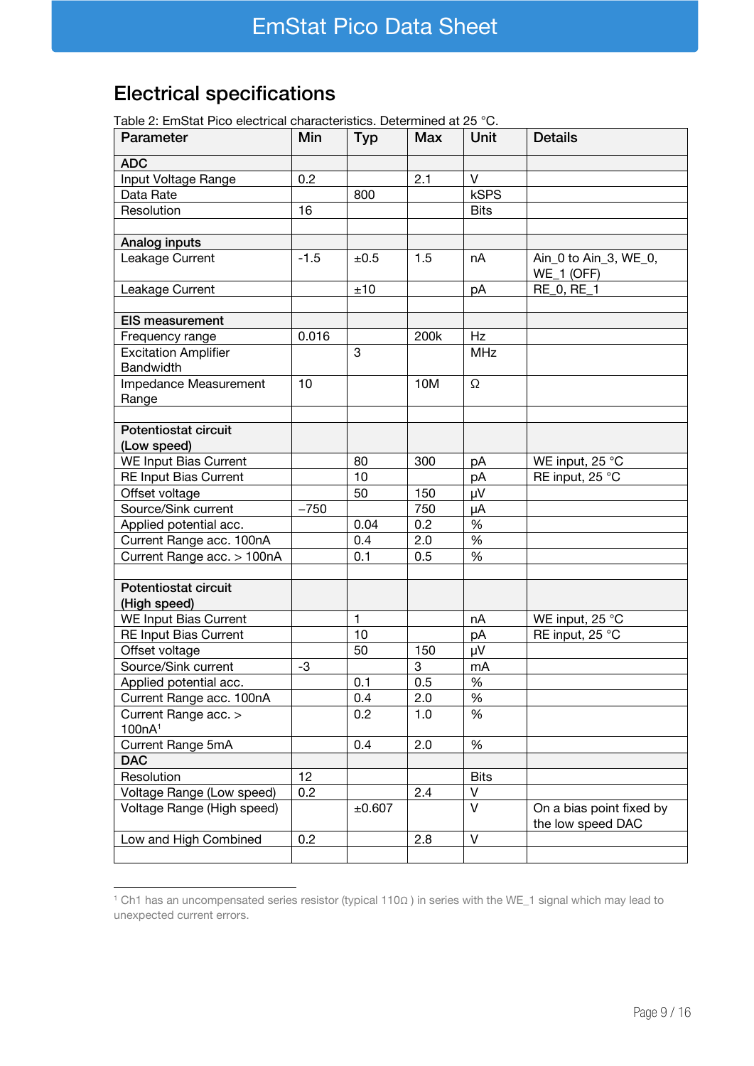## Electrical specifications

Table 2: EmStat Pico electrical characteristics. Determined at 25 °C.

| Parameter | Min | Typ | Max | Unit | Details |
|---|---|---|---|---|---|
| **ADC** | | | | | |
| Input Voltage Range | 0.2 | | 2.1 | V | |
| Data Rate | | 800 | | kSPS | |
| Resolution | 16 | | | Bits | |
| | | | | | |
| **Analog inputs** | | | | | |
| Leakage Current | -1.5 | ±0.5 | 1.5 | nA | Ain_0 to Ain_3, WE_0, WE_1 (OFF) |
| Leakage Current | | ±10 | | pA | RE_0, RE_1 |
| | | | | | |
| **EIS measurement** | | | | | |
| Frequency range | 0.016 | | 200k | Hz | |
| Excitation Amplifier Bandwidth | | 3 | | MHz | |
| Impedance Measurement Range | 10 | | 10M | Ω | |
| | | | | | |
| **Potentiostat circuit (Low speed)** | | | | | |
| WE Input Bias Current | | 80 | 300 | pA | WE input, 25 °C |
| RE Input Bias Current | | 10 | | pA | RE input, 25 °C |
| Offset voltage | | 50 | 150 | µV | |
| Source/Sink current | −750 | | 750 | µA | |
| Applied potential acc. | | 0.04 | 0.2 | % | |
| Current Range acc. 100nA | | 0.4 | 2.0 | % | |
| Current Range acc. > 100nA | | 0.1 | 0.5 | % | |
| | | | | | |
| **Potentiostat circuit (High speed)** | | | | | |
| WE Input Bias Current | | 1 | | nA | WE input, 25 °C |
| RE Input Bias Current | | 10 | | pA | RE input, 25 °C |
| Offset voltage | | 50 | 150 | µV | |
| Source/Sink current | -3 | | 3 | mA | |
| Applied potential acc. | | 0.1 | 0.5 | % | |
| Current Range acc. 100nA | | 0.4 | 2.0 | % | |
| Current Range acc. > 100nA[1] | | 0.2 | 1.0 | % | |
| Current Range 5mA | | 0.4 | 2.0 | % | |
| **DAC** | | | | | |
| Resolution | 12 | | | Bits | |
| Voltage Range (Low speed) | 0.2 | | 2.4 | V | |
| Voltage Range (High speed) | | ±0.607 | | V | On a bias point fixed by the low speed DAC |
| Low and High Combined | 0.2 | | 2.8 | V | |
| | | | | | |

[1] Ch1 has an uncompensated series resistor (typical 110Ω ) in series with the WE_1 signal which may lead to unexpected current errors.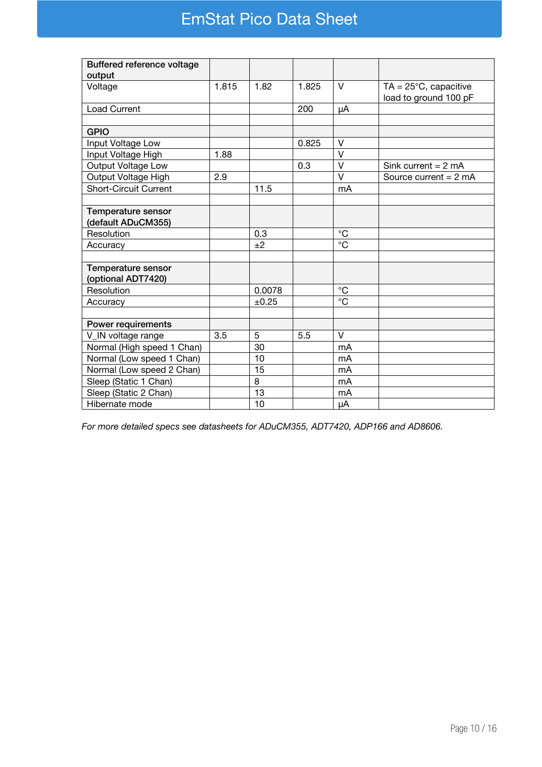| | | | | | |
|---|---|---|---|---|---|
| **Buffered reference voltage output** | | | | | |
| Voltage | 1.815 | 1.82 | 1.825 | V | TA = 25°C, capacitive load to ground 100 pF |
| Load Current | | | 200 | µA | |
| | | | | | |
| **GPIO** | | | | | |
| Input Voltage Low | | | 0.825 | V | |
| Input Voltage High | 1.88 | | | V | |
| Output Voltage Low | | | 0.3 | V | Sink current = 2 mA |
| Output Voltage High | 2.9 | | | V | Source current = 2 mA |
| Short-Circuit Current | | 11.5 | | mA | |
| | | | | | |
| **Temperature sensor (default ADuCM355)** | | | | | |
| Resolution | | 0.3 | | °C | |
| Accuracy | | ±2 | | °C | |
| | | | | | |
| **Temperature sensor (optional ADT7420)** | | | | | |
| Resolution | | 0.0078 | | °C | |
| Accuracy | | ±0.25 | | °C | |
| | | | | | |
| **Power requirements** | | | | | |
| V_IN voltage range | 3.5 | 5 | 5.5 | V | |
| Normal (High speed 1 Chan) | | 30 | | mA | |
| Normal (Low speed 1 Chan) | | 10 | | mA | |
| Normal (Low speed 2 Chan) | | 15 | | mA | |
| Sleep (Static 1 Chan) | | 8 | | mA | |
| Sleep (Static 2 Chan) | | 13 | | mA | |
| Hibernate mode | | 10 | | µA | |

*For more detailed specs see datasheets for ADuCM355, ADT7420, ADP166 and AD8606.*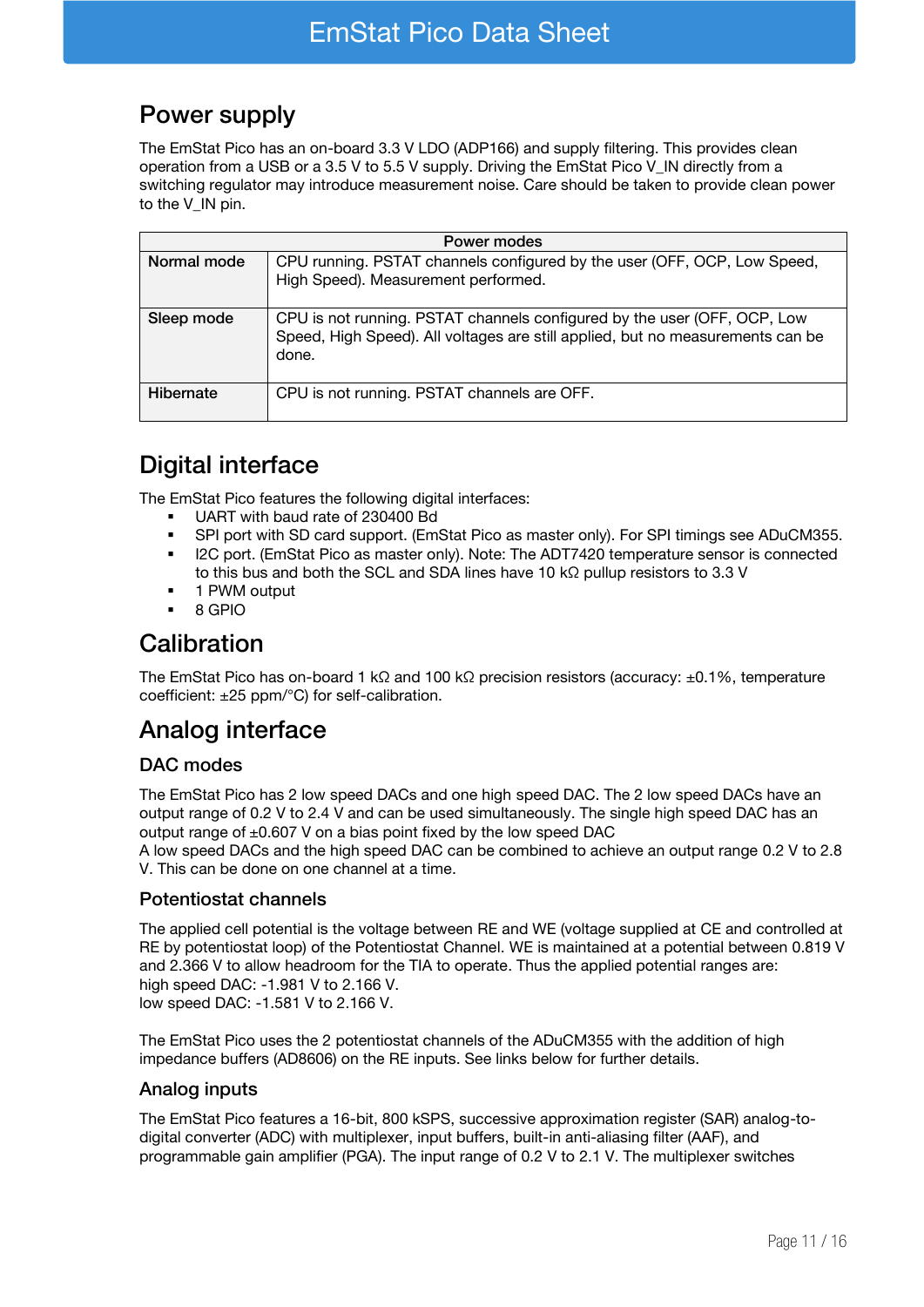# Power supply

The EmStat Pico has an on-board 3.3 V LDO (ADP166) and supply filtering. This provides clean operation from a USB or a 3.5 V to 5.5 V supply. Driving the EmStat Pico V_IN directly from a switching regulator may introduce measurement noise. Care should be taken to provide clean power to the V_IN pin.

| Power modes | |
|---|---|
| **Normal mode** | CPU running. PSTAT channels configured by the user (OFF, OCP, Low Speed, High Speed). Measurement performed. |
| **Sleep mode** | CPU is not running. PSTAT channels configured by the user (OFF, OCP, Low Speed, High Speed). All voltages are still applied, but no measurements can be done. |
| **Hibernate** | CPU is not running. PSTAT channels are OFF. |

# Digital interface

The EmStat Pico features the following digital interfaces:

- UART with baud rate of 230400 Bd
- SPI port with SD card support. (EmStat Pico as master only). For SPI timings see ADuCM355.
- I2C port. (EmStat Pico as master only). Note: The ADT7420 temperature sensor is connected to this bus and both the SCL and SDA lines have 10 kΩ pullup resistors to 3.3 V
- 1 PWM output
- 8 GPIO

# Calibration

The EmStat Pico has on-board 1 kΩ and 100 kΩ precision resistors (accuracy: ±0.1%, temperature coefficient: ±25 ppm/°C) for self-calibration.

# Analog interface

## DAC modes

The EmStat Pico has 2 low speed DACs and one high speed DAC. The 2 low speed DACs have an output range of 0.2 V to 2.4 V and can be used simultaneously. The single high speed DAC has an output range of ±0.607 V on a bias point fixed by the low speed DAC
A low speed DACs and the high speed DAC can be combined to achieve an output range 0.2 V to 2.8 V. This can be done on one channel at a time.

## Potentiostat channels

The applied cell potential is the voltage between RE and WE (voltage supplied at CE and controlled at RE by potentiostat loop) of the Potentiostat Channel. WE is maintained at a potential between 0.819 V and 2.366 V to allow headroom for the TIA to operate. Thus the applied potential ranges are:
high speed DAC: -1.981 V to 2.166 V.
low speed DAC: -1.581 V to 2.166 V.

The EmStat Pico uses the 2 potentiostat channels of the ADuCM355 with the addition of high impedance buffers (AD8606) on the RE inputs. See links below for further details.

## Analog inputs

The EmStat Pico features a 16-bit, 800 kSPS, successive approximation register (SAR) analog-to-digital converter (ADC) with multiplexer, input buffers, built-in anti-aliasing filter (AAF), and programmable gain amplifier (PGA). The input range of 0.2 V to 2.1 V. The multiplexer switches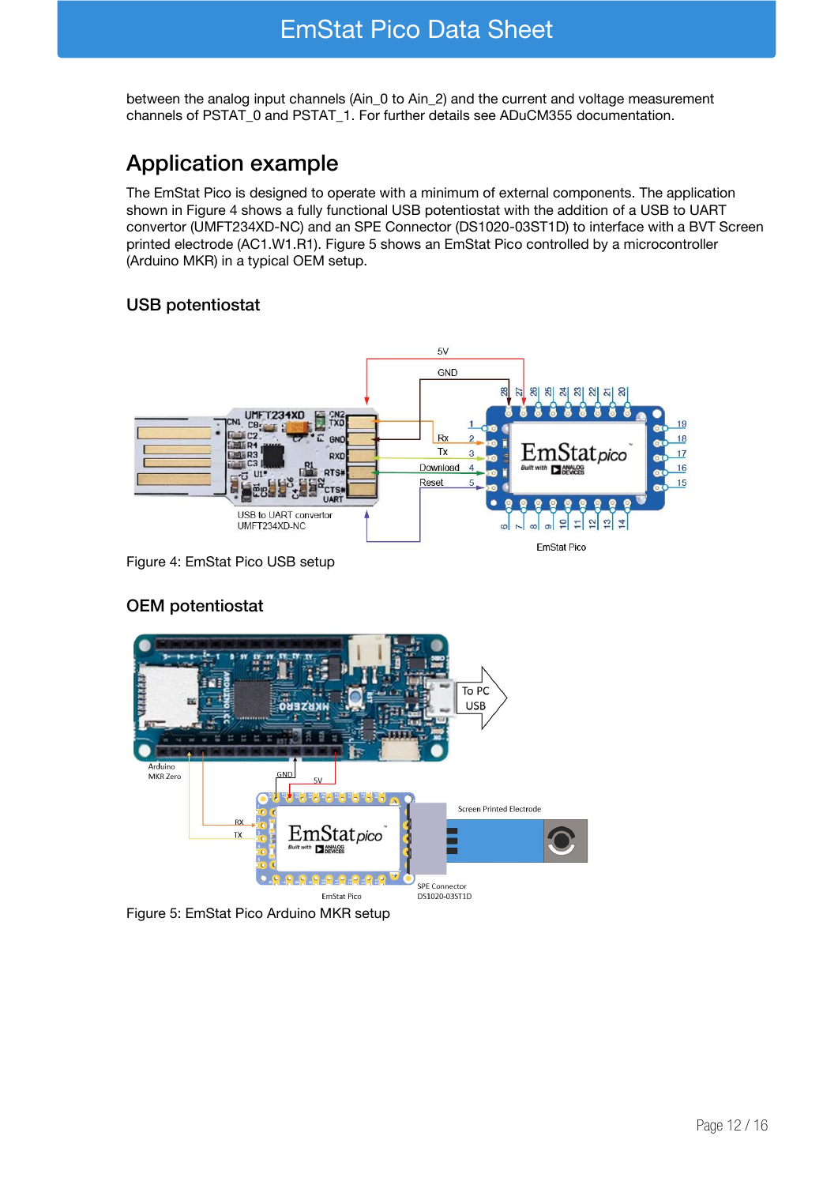between the analog input channels (Ain_0 to Ain_2) and the current and voltage measurement channels of PSTAT_0 and PSTAT_1. For further details see ADuCM355 documentation.

## Application example

The EmStat Pico is designed to operate with a minimum of external components. The application shown in Figure 4 shows a fully functional USB potentiostat with the addition of a USB to UART convertor (UMFT234XD-NC) and an SPE Connector (DS1020-03ST1D) to interface with a BVT Screen printed electrode (AC1.W1.R1). Figure 5 shows an EmStat Pico controlled by a microcontroller (Arduino MKR) in a typical OEM setup.

### USB potentiostat

Figure 4: EmStat Pico USB setup

### OEM potentiostat

Figure 5: EmStat Pico Arduino MKR setup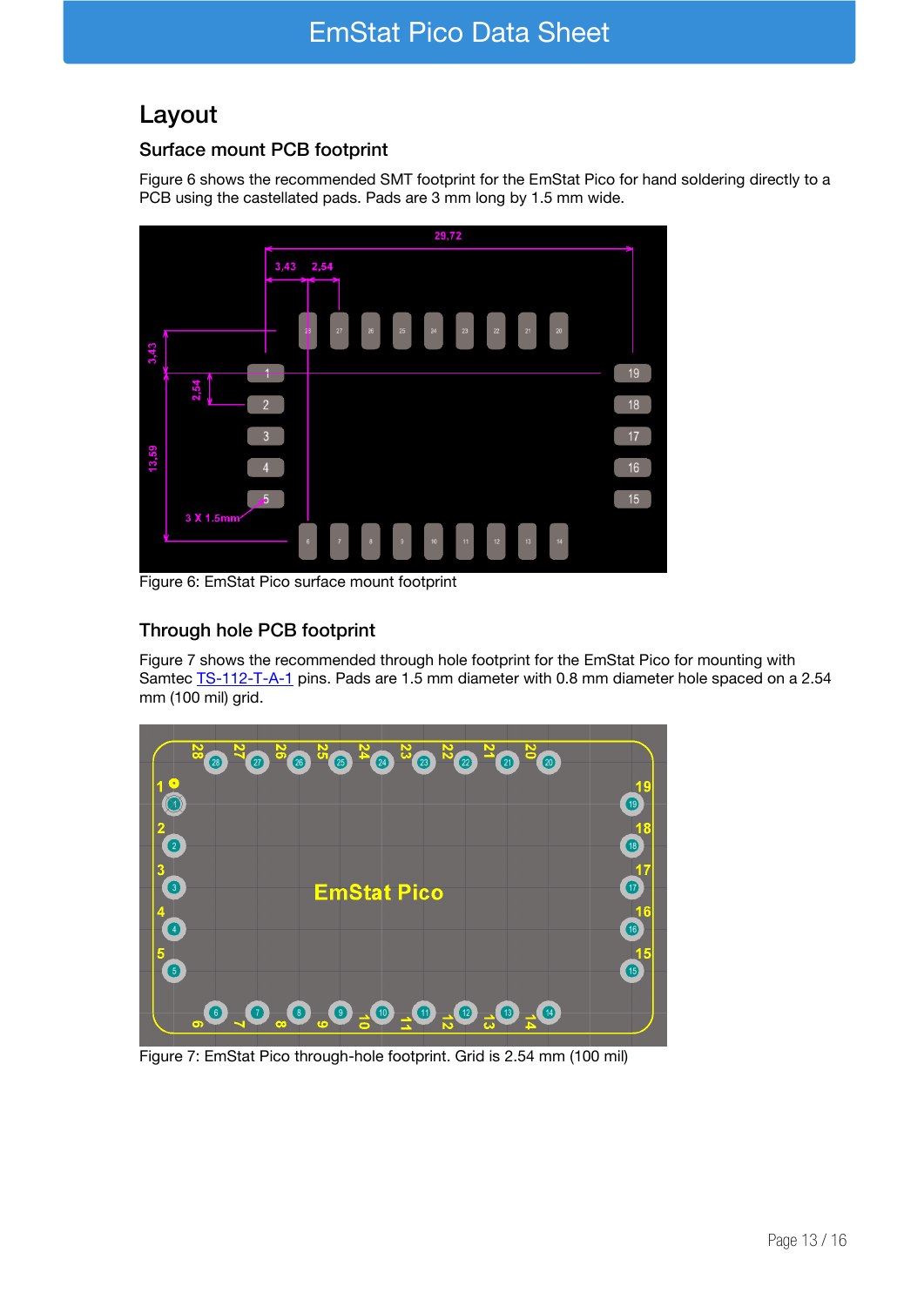# Layout

## Surface mount PCB footprint

Figure 6 shows the recommended SMT footprint for the EmStat Pico for hand soldering directly to a PCB using the castellated pads. Pads are 3 mm long by 1.5 mm wide.

29,72
3,43
2,54
3,43
2,54
13,59
3 X 1,5mm

Figure 6: EmStat Pico surface mount footprint

## Through hole PCB footprint

Figure 7 shows the recommended through hole footprint for the EmStat Pico for mounting with Samtec [TS-112-T-A-1] pins. Pads are 1.5 mm diameter with 0.8 mm diameter hole spaced on a 2.54 mm (100 mil) grid.

EmStat Pico

Figure 7: EmStat Pico through-hole footprint. Grid is 2.54 mm (100 mil)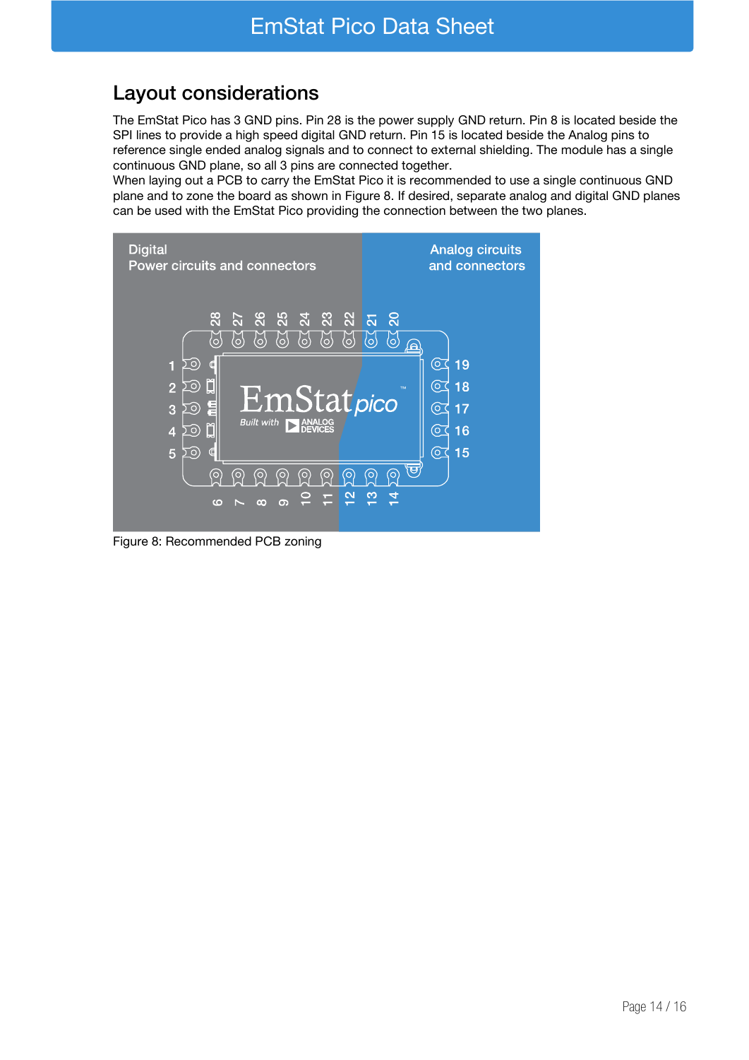## Layout considerations

The EmStat Pico has 3 GND pins. Pin 28 is the power supply GND return. Pin 8 is located beside the SPI lines to provide a high speed digital GND return. Pin 15 is located beside the Analog pins to reference single ended analog signals and to connect to external shielding. The module has a single continuous GND plane, so all 3 pins are connected together.
When laying out a PCB to carry the EmStat Pico it is recommended to use a single continuous GND plane and to zone the board as shown in Figure 8. If desired, separate analog and digital GND planes can be used with the EmStat Pico providing the connection between the two planes.

Digital
Power circuits and connectors

Analog circuits
and connectors

28 27 26 25 24 23 22 21 20

1 2 3 4 5

19 18 17 16 15

6 7 8 9 10 11 12 13 14

EmStat pico™
Built with ANALOG DEVICES

Figure 8: Recommended PCB zoning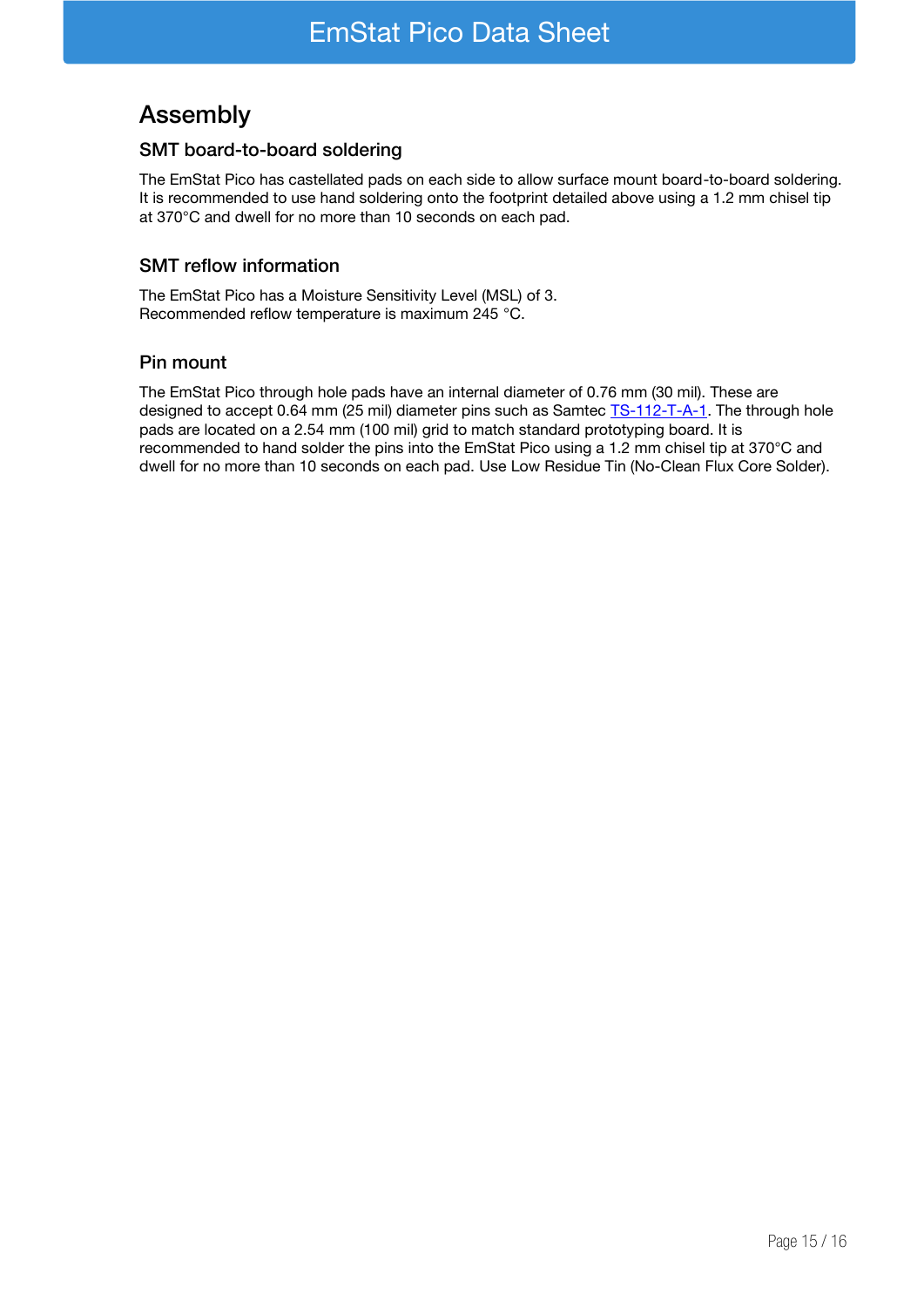# Assembly

## SMT board-to-board soldering

The EmStat Pico has castellated pads on each side to allow surface mount board-to-board soldering. It is recommended to use hand soldering onto the footprint detailed above using a 1.2 mm chisel tip at 370°C and dwell for no more than 10 seconds on each pad.

## SMT reflow information

The EmStat Pico has a Moisture Sensitivity Level (MSL) of 3.
Recommended reflow temperature is maximum 245 °C.

## Pin mount

The EmStat Pico through hole pads have an internal diameter of 0.76 mm (30 mil). These are designed to accept 0.64 mm (25 mil) diameter pins such as Samtec TS-112-T-A-1. The through hole pads are located on a 2.54 mm (100 mil) grid to match standard prototyping board. It is recommended to hand solder the pins into the EmStat Pico using a 1.2 mm chisel tip at 370°C and dwell for no more than 10 seconds on each pad. Use Low Residue Tin (No-Clean Flux Core Solder).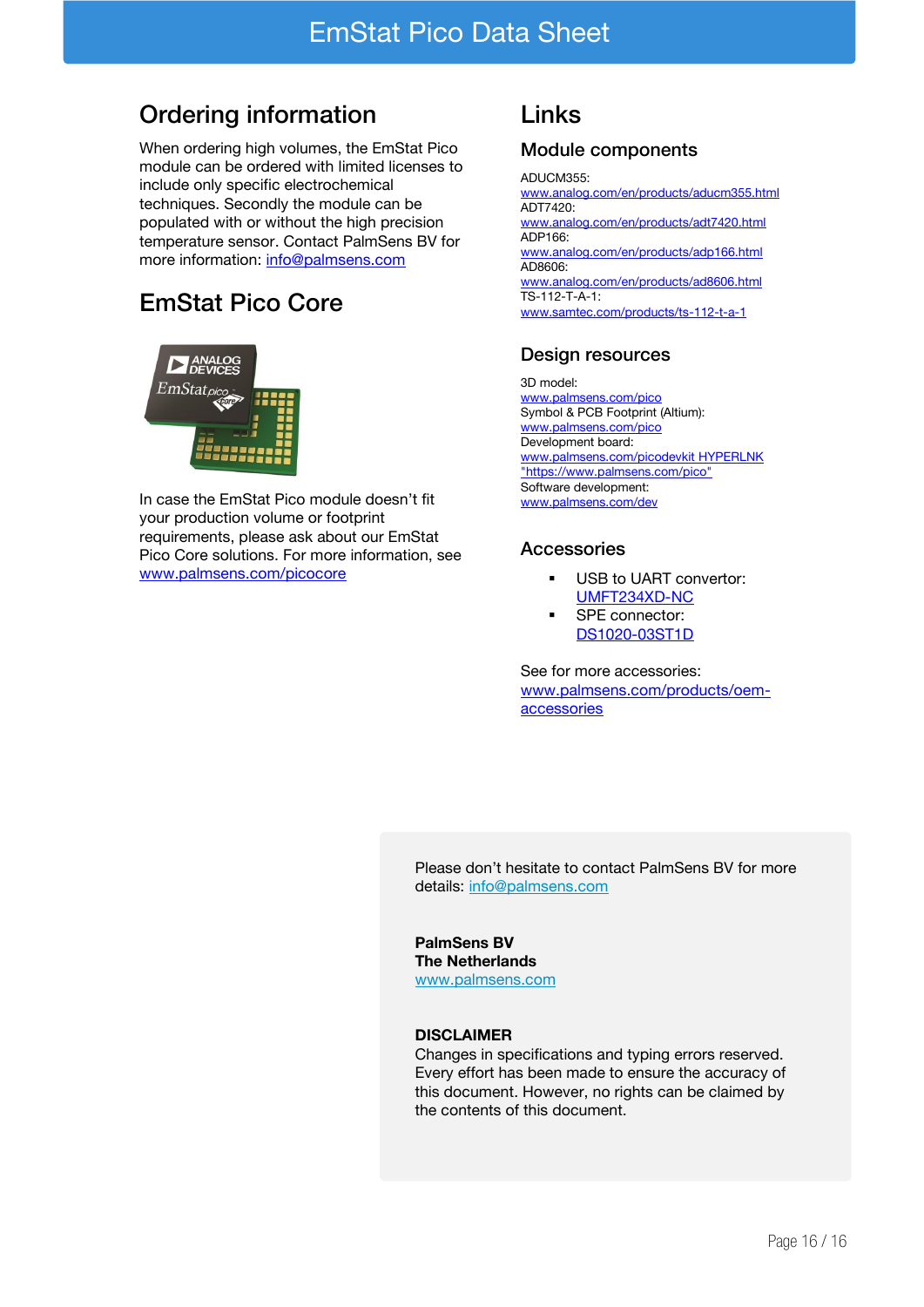## Ordering information

When ordering high volumes, the EmStat Pico module can be ordered with limited licenses to include only specific electrochemical techniques. Secondly the module can be populated with or without the high precision temperature sensor. Contact PalmSens BV for more information: info@palmsens.com

## EmStat Pico Core

In case the EmStat Pico module doesn't fit your production volume or footprint requirements, please ask about our EmStat Pico Core solutions. For more information, see www.palmsens.com/picocore

## Links

### Module components

ADUCM355:
www.analog.com/en/products/aducm355.html
ADT7420:
www.analog.com/en/products/adt7420.html
ADP166:
www.analog.com/en/products/adp166.html
AD8606:
www.analog.com/en/products/ad8606.html
TS-112-T-A-1:
www.samtec.com/products/ts-112-t-a-1

### Design resources

3D model:
www.palmsens.com/pico
Symbol & PCB Footprint (Altium):
www.palmsens.com/pico
Development board:
www.palmsens.com/picodevkit HYPERLNK "https://www.palmsens.com/pico"
Software development:
www.palmsens.com/dev

### Accessories

- USB to UART convertor: UMFT234XD-NC
- SPE connector: DS1020-03ST1D

See for more accessories: www.palmsens.com/products/oem-accessories

Please don't hesitate to contact PalmSens BV for more details: info@palmsens.com

**PalmSens BV**
**The Netherlands**
www.palmsens.com

**DISCLAIMER**
Changes in specifications and typing errors reserved. Every effort has been made to ensure the accuracy of this document. However, no rights can be claimed by the contents of this document.